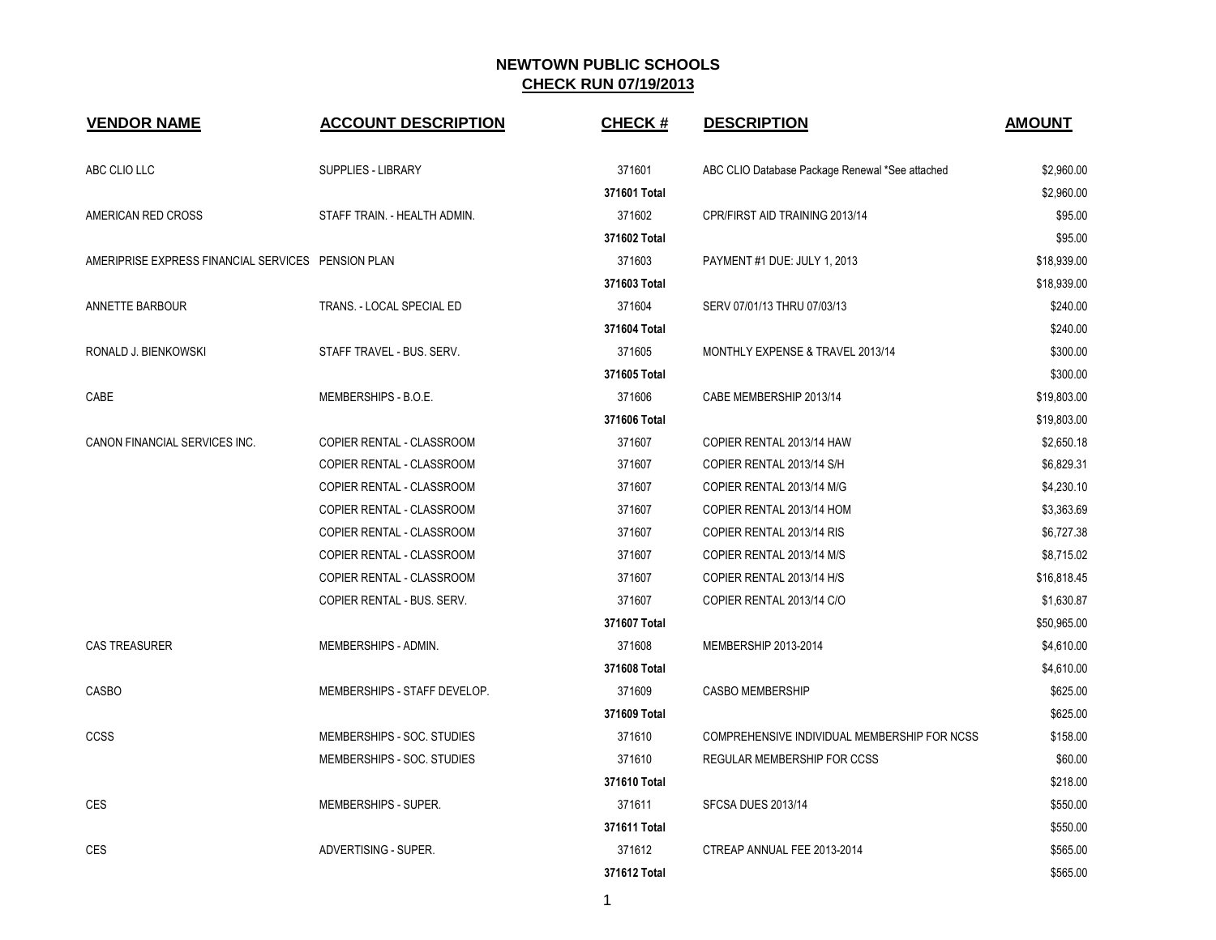# NEWTOWN PUBLIC SCHOOLS
## CHECK RUN 07/19/2013

| VENDOR NAME | ACCOUNT DESCRIPTION | CHECK # | DESCRIPTION | AMOUNT |
|---|---|---|---|---|
| ABC CLIO LLC | SUPPLIES - LIBRARY | 371601 | ABC CLIO Database Package Renewal *See attached | $2,960.00 |
| | | **371601 Total** | | $2,960.00 |
| AMERICAN RED CROSS | STAFF TRAIN. - HEALTH ADMIN. | 371602 | CPR/FIRST AID TRAINING 2013/14 | $95.00 |
| | | **371602 Total** | | $95.00 |
| AMERIPRISE EXPRESS FINANCIAL SERVICES | PENSION PLAN | 371603 | PAYMENT #1 DUE: JULY 1, 2013 | $18,939.00 |
| | | **371603 Total** | | $18,939.00 |
| ANNETTE BARBOUR | TRANS. - LOCAL SPECIAL ED | 371604 | SERV 07/01/13 THRU 07/03/13 | $240.00 |
| | | **371604 Total** | | $240.00 |
| RONALD J. BIENKOWSKI | STAFF TRAVEL - BUS. SERV. | 371605 | MONTHLY EXPENSE & TRAVEL 2013/14 | $300.00 |
| | | **371605 Total** | | $300.00 |
| CABE | MEMBERSHIPS - B.O.E. | 371606 | CABE MEMBERSHIP 2013/14 | $19,803.00 |
| | | **371606 Total** | | $19,803.00 |
| CANON FINANCIAL SERVICES INC. | COPIER RENTAL - CLASSROOM | 371607 | COPIER RENTAL 2013/14 HAW | $2,650.18 |
| | COPIER RENTAL - CLASSROOM | 371607 | COPIER RENTAL 2013/14 S/H | $6,829.31 |
| | COPIER RENTAL - CLASSROOM | 371607 | COPIER RENTAL 2013/14 M/G | $4,230.10 |
| | COPIER RENTAL - CLASSROOM | 371607 | COPIER RENTAL 2013/14 HOM | $3,363.69 |
| | COPIER RENTAL - CLASSROOM | 371607 | COPIER RENTAL 2013/14 RIS | $6,727.38 |
| | COPIER RENTAL - CLASSROOM | 371607 | COPIER RENTAL 2013/14 M/S | $8,715.02 |
| | COPIER RENTAL - CLASSROOM | 371607 | COPIER RENTAL 2013/14 H/S | $16,818.45 |
| | COPIER RENTAL - BUS. SERV. | 371607 | COPIER RENTAL 2013/14 C/O | $1,630.87 |
| | | **371607 Total** | | $50,965.00 |
| CAS TREASURER | MEMBERSHIPS - ADMIN. | 371608 | MEMBERSHIP 2013-2014 | $4,610.00 |
| | | **371608 Total** | | $4,610.00 |
| CASBO | MEMBERSHIPS - STAFF DEVELOP. | 371609 | CASBO MEMBERSHIP | $625.00 |
| | | **371609 Total** | | $625.00 |
| CCSS | MEMBERSHIPS - SOC. STUDIES | 371610 | COMPREHENSIVE INDIVIDUAL MEMBERSHIP FOR NCSS | $158.00 |
| | MEMBERSHIPS - SOC. STUDIES | 371610 | REGULAR MEMBERSHIP FOR CCSS | $60.00 |
| | | **371610 Total** | | $218.00 |
| CES | MEMBERSHIPS - SUPER. | 371611 | SFCSA DUES 2013/14 | $550.00 |
| | | **371611 Total** | | $550.00 |
| CES | ADVERTISING - SUPER. | 371612 | CTREAP ANNUAL FEE 2013-2014 | $565.00 |
| | | **371612 Total** | | $565.00 |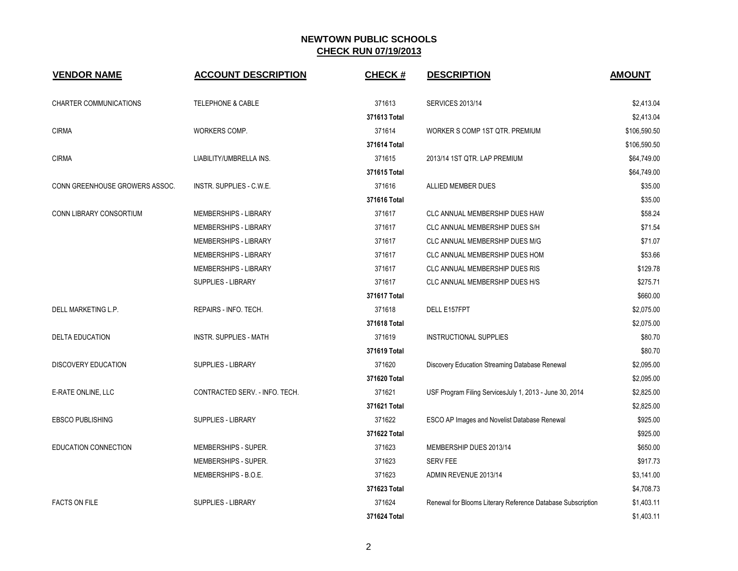## NEWTOWN PUBLIC SCHOOLS
## CHECK RUN 07/19/2013

| VENDOR NAME | ACCOUNT DESCRIPTION | CHECK # | DESCRIPTION | AMOUNT |
|---|---|---|---|---|
| CHARTER COMMUNICATIONS | TELEPHONE & CABLE | 371613 | SERVICES 2013/14 | $2,413.04 |
| | | 371613 Total | | $2,413.04 |
| CIRMA | WORKERS COMP. | 371614 | WORKER S COMP 1ST QTR. PREMIUM | $106,590.50 |
| | | 371614 Total | | $106,590.50 |
| CIRMA | LIABILITY/UMBRELLA INS. | 371615 | 2013/14 1ST QTR. LAP PREMIUM | $64,749.00 |
| | | 371615 Total | | $64,749.00 |
| CONN GREENHOUSE GROWERS ASSOC. | INSTR. SUPPLIES - C.W.E. | 371616 | ALLIED MEMBER DUES | $35.00 |
| | | 371616 Total | | $35.00 |
| CONN LIBRARY CONSORTIUM | MEMBERSHIPS - LIBRARY | 371617 | CLC ANNUAL MEMBERSHIP DUES HAW | $58.24 |
| | MEMBERSHIPS - LIBRARY | 371617 | CLC ANNUAL MEMBERSHIP DUES S/H | $71.54 |
| | MEMBERSHIPS - LIBRARY | 371617 | CLC ANNUAL MEMBERSHIP DUES M/G | $71.07 |
| | MEMBERSHIPS - LIBRARY | 371617 | CLC ANNUAL MEMBERSHIP DUES HOM | $53.66 |
| | MEMBERSHIPS - LIBRARY | 371617 | CLC ANNUAL MEMBERSHIP DUES RIS | $129.78 |
| | SUPPLIES - LIBRARY | 371617 | CLC ANNUAL MEMBERSHIP DUES H/S | $275.71 |
| | | 371617 Total | | $660.00 |
| DELL MARKETING L.P. | REPAIRS - INFO. TECH. | 371618 | DELL E157FPT | $2,075.00 |
| | | 371618 Total | | $2,075.00 |
| DELTA EDUCATION | INSTR. SUPPLIES - MATH | 371619 | INSTRUCTIONAL SUPPLIES | $80.70 |
| | | 371619 Total | | $80.70 |
| DISCOVERY EDUCATION | SUPPLIES - LIBRARY | 371620 | Discovery Education Streaming Database Renewal | $2,095.00 |
| | | 371620 Total | | $2,095.00 |
| E-RATE ONLINE, LLC | CONTRACTED SERV. - INFO. TECH. | 371621 | USF Program Filing ServicesJuly 1, 2013 - June 30, 2014 | $2,825.00 |
| | | 371621 Total | | $2,825.00 |
| EBSCO PUBLISHING | SUPPLIES - LIBRARY | 371622 | ESCO AP Images and Novelist Database Renewal | $925.00 |
| | | 371622 Total | | $925.00 |
| EDUCATION CONNECTION | MEMBERSHIPS - SUPER. | 371623 | MEMBERSHIP DUES 2013/14 | $650.00 |
| | MEMBERSHIPS - SUPER. | 371623 | SERV FEE | $917.73 |
| | MEMBERSHIPS - B.O.E. | 371623 | ADMIN REVENUE 2013/14 | $3,141.00 |
| | | 371623 Total | | $4,708.73 |
| FACTS ON FILE | SUPPLIES - LIBRARY | 371624 | Renewal for Blooms Literary Reference Database Subscription | $1,403.11 |
| | | 371624 Total | | $1,403.11 |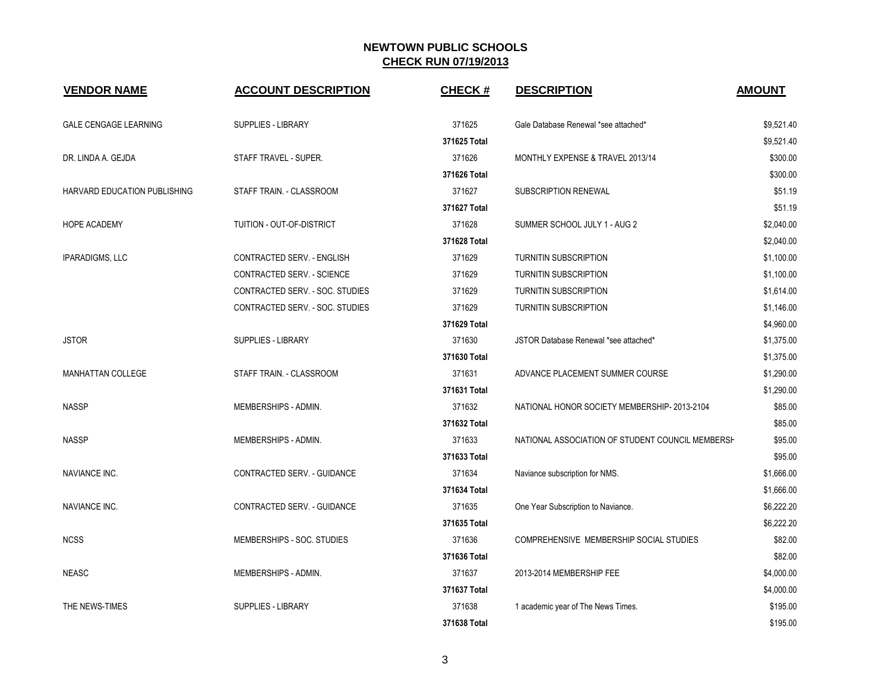# NEWTOWN PUBLIC SCHOOLS

## CHECK RUN 07/19/2013

| VENDOR NAME | ACCOUNT DESCRIPTION | CHECK # | DESCRIPTION | AMOUNT |
|---|---|---|---|---|
| GALE CENGAGE LEARNING | SUPPLIES - LIBRARY | 371625 | Gale Database Renewal *see attached* | $9,521.40 |
| | | **371625 Total** | | $9,521.40 |
| DR. LINDA A. GEJDA | STAFF TRAVEL - SUPER. | 371626 | MONTHLY EXPENSE & TRAVEL 2013/14 | $300.00 |
| | | **371626 Total** | | $300.00 |
| HARVARD EDUCATION PUBLISHING | STAFF TRAIN. - CLASSROOM | 371627 | SUBSCRIPTION RENEWAL | $51.19 |
| | | **371627 Total** | | $51.19 |
| HOPE ACADEMY | TUITION - OUT-OF-DISTRICT | 371628 | SUMMER SCHOOL JULY 1 - AUG 2 | $2,040.00 |
| | | **371628 Total** | | $2,040.00 |
| IPARADIGMS, LLC | CONTRACTED SERV. - ENGLISH | 371629 | TURNITIN SUBSCRIPTION | $1,100.00 |
| | CONTRACTED SERV. - SCIENCE | 371629 | TURNITIN SUBSCRIPTION | $1,100.00 |
| | CONTRACTED SERV. - SOC. STUDIES | 371629 | TURNITIN SUBSCRIPTION | $1,614.00 |
| | CONTRACTED SERV. - SOC. STUDIES | 371629 | TURNITIN SUBSCRIPTION | $1,146.00 |
| | | **371629 Total** | | $4,960.00 |
| JSTOR | SUPPLIES - LIBRARY | 371630 | JSTOR Database Renewal *see attached* | $1,375.00 |
| | | **371630 Total** | | $1,375.00 |
| MANHATTAN COLLEGE | STAFF TRAIN. - CLASSROOM | 371631 | ADVANCE PLACEMENT SUMMER COURSE | $1,290.00 |
| | | **371631 Total** | | $1,290.00 |
| NASSP | MEMBERSHIPS - ADMIN. | 371632 | NATIONAL HONOR SOCIETY MEMBERSHIP- 2013-2104 | $85.00 |
| | | **371632 Total** | | $85.00 |
| NASSP | MEMBERSHIPS - ADMIN. | 371633 | NATIONAL ASSOCIATION OF STUDENT COUNCIL MEMBERSH | $95.00 |
| | | **371633 Total** | | $95.00 |
| NAVIANCE INC. | CONTRACTED SERV. - GUIDANCE | 371634 | Naviance subscription for NMS. | $1,666.00 |
| | | **371634 Total** | | $1,666.00 |
| NAVIANCE INC. | CONTRACTED SERV. - GUIDANCE | 371635 | One Year Subscription to Naviance. | $6,222.20 |
| | | **371635 Total** | | $6,222.20 |
| NCSS | MEMBERSHIPS - SOC. STUDIES | 371636 | COMPREHENSIVE MEMBERSHIP SOCIAL STUDIES | $82.00 |
| | | **371636 Total** | | $82.00 |
| NEASC | MEMBERSHIPS - ADMIN. | 371637 | 2013-2014 MEMBERSHIP FEE | $4,000.00 |
| | | **371637 Total** | | $4,000.00 |
| THE NEWS-TIMES | SUPPLIES - LIBRARY | 371638 | 1 academic year of The News Times. | $195.00 |
| | | **371638 Total** | | $195.00 |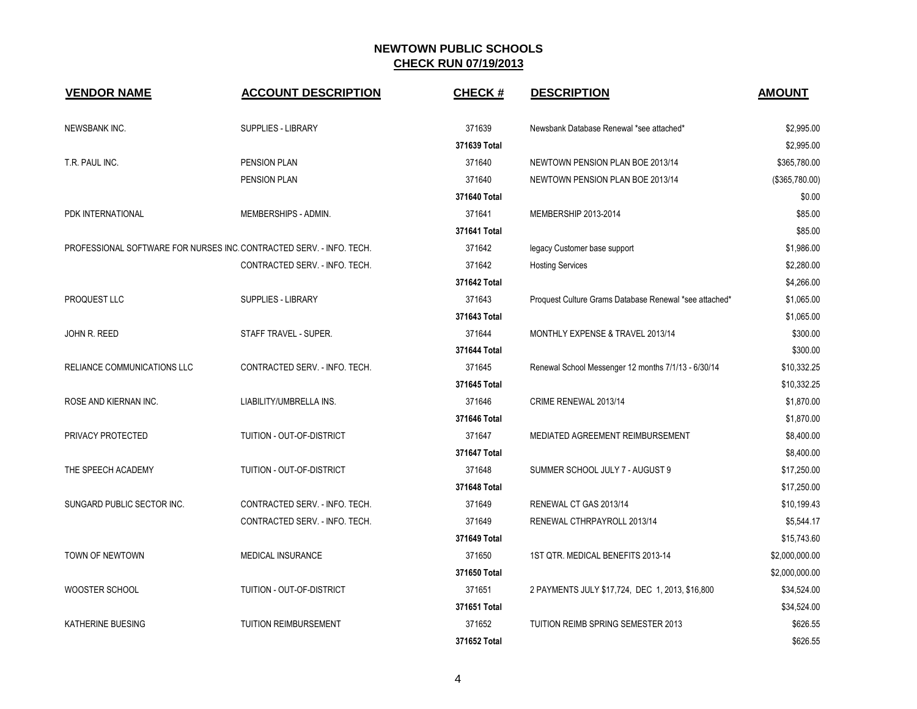# NEWTOWN PUBLIC SCHOOLS

## CHECK RUN 07/19/2013

| VENDOR NAME | ACCOUNT DESCRIPTION | CHECK # | DESCRIPTION | AMOUNT |
|---|---|---|---|---|
| NEWSBANK INC. | SUPPLIES - LIBRARY | 371639 | Newsbank Database Renewal *see attached* | $2,995.00 |
| | | **371639 Total** | | $2,995.00 |
| T.R. PAUL INC. | PENSION PLAN | 371640 | NEWTOWN PENSION PLAN BOE 2013/14 | $365,780.00 |
| | PENSION PLAN | 371640 | NEWTOWN PENSION PLAN BOE 2013/14 | ($365,780.00) |
| | | **371640 Total** | | $0.00 |
| PDK INTERNATIONAL | MEMBERSHIPS - ADMIN. | 371641 | MEMBERSHIP 2013-2014 | $85.00 |
| | | **371641 Total** | | $85.00 |
| PROFESSIONAL SOFTWARE FOR NURSES INC. | CONTRACTED SERV. - INFO. TECH. | 371642 | legacy Customer base support | $1,986.00 |
| | CONTRACTED SERV. - INFO. TECH. | 371642 | Hosting Services | $2,280.00 |
| | | **371642 Total** | | $4,266.00 |
| PROQUEST LLC | SUPPLIES - LIBRARY | 371643 | Proquest Culture Grams Database Renewal *see attached* | $1,065.00 |
| | | **371643 Total** | | $1,065.00 |
| JOHN R. REED | STAFF TRAVEL - SUPER. | 371644 | MONTHLY EXPENSE & TRAVEL 2013/14 | $300.00 |
| | | **371644 Total** | | $300.00 |
| RELIANCE COMMUNICATIONS LLC | CONTRACTED SERV. - INFO. TECH. | 371645 | Renewal School Messenger 12 months 7/1/13 - 6/30/14 | $10,332.25 |
| | | **371645 Total** | | $10,332.25 |
| ROSE AND KIERNAN INC. | LIABILITY/UMBRELLA INS. | 371646 | CRIME RENEWAL 2013/14 | $1,870.00 |
| | | **371646 Total** | | $1,870.00 |
| PRIVACY PROTECTED | TUITION - OUT-OF-DISTRICT | 371647 | MEDIATED AGREEMENT REIMBURSEMENT | $8,400.00 |
| | | **371647 Total** | | $8,400.00 |
| THE SPEECH ACADEMY | TUITION - OUT-OF-DISTRICT | 371648 | SUMMER SCHOOL JULY 7 - AUGUST 9 | $17,250.00 |
| | | **371648 Total** | | $17,250.00 |
| SUNGARD PUBLIC SECTOR INC. | CONTRACTED SERV. - INFO. TECH. | 371649 | RENEWAL CT GAS 2013/14 | $10,199.43 |
| | CONTRACTED SERV. - INFO. TECH. | 371649 | RENEWAL CTHRPAYROLL 2013/14 | $5,544.17 |
| | | **371649 Total** | | $15,743.60 |
| TOWN OF NEWTOWN | MEDICAL INSURANCE | 371650 | 1ST QTR. MEDICAL BENEFITS 2013-14 | $2,000,000.00 |
| | | **371650 Total** | | $2,000,000.00 |
| WOOSTER SCHOOL | TUITION - OUT-OF-DISTRICT | 371651 | 2 PAYMENTS JULY $17,724, DEC 1, 2013, $16,800 | $34,524.00 |
| | | **371651 Total** | | $34,524.00 |
| KATHERINE BUESING | TUITION REIMBURSEMENT | 371652 | TUITION REIMB SPRING SEMESTER 2013 | $626.55 |
| | | **371652 Total** | | $626.55 |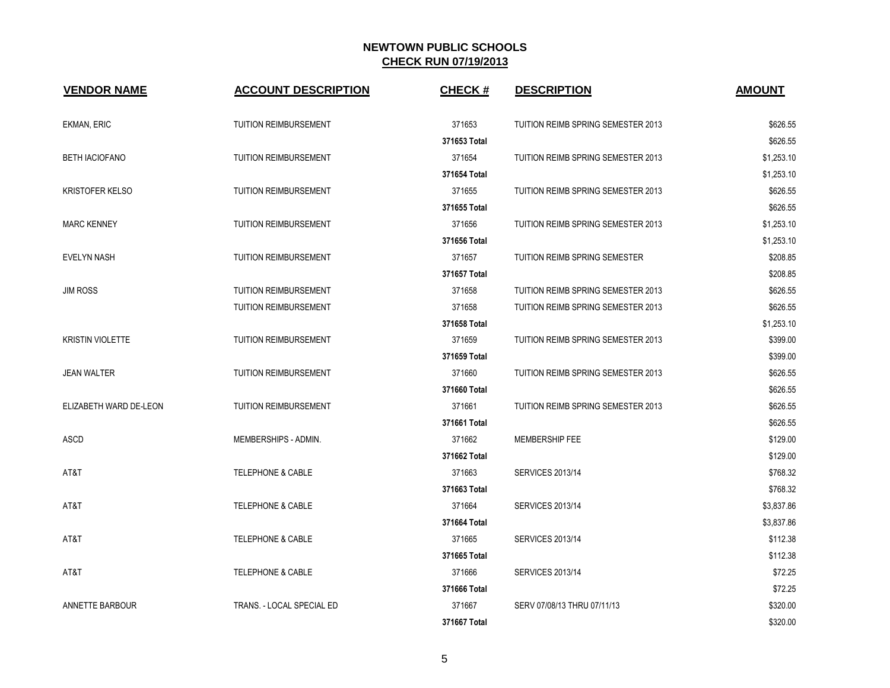# NEWTOWN PUBLIC SCHOOLS

## CHECK RUN 07/19/2013

| VENDOR NAME | ACCOUNT DESCRIPTION | CHECK # | DESCRIPTION | AMOUNT |
|---|---|---|---|---|
| EKMAN, ERIC | TUITION REIMBURSEMENT | 371653 | TUITION REIMB SPRING SEMESTER 2013 | $626.55 |
| | | 371653 Total | | $626.55 |
| BETH IACIOFANO | TUITION REIMBURSEMENT | 371654 | TUITION REIMB SPRING SEMESTER 2013 | $1,253.10 |
| | | 371654 Total | | $1,253.10 |
| KRISTOFER KELSO | TUITION REIMBURSEMENT | 371655 | TUITION REIMB SPRING SEMESTER 2013 | $626.55 |
| | | 371655 Total | | $626.55 |
| MARC KENNEY | TUITION REIMBURSEMENT | 371656 | TUITION REIMB SPRING SEMESTER 2013 | $1,253.10 |
| | | 371656 Total | | $1,253.10 |
| EVELYN NASH | TUITION REIMBURSEMENT | 371657 | TUITION REIMB SPRING SEMESTER | $208.85 |
| | | 371657 Total | | $208.85 |
| JIM ROSS | TUITION REIMBURSEMENT | 371658 | TUITION REIMB SPRING SEMESTER 2013 | $626.55 |
| | TUITION REIMBURSEMENT | 371658 | TUITION REIMB SPRING SEMESTER 2013 | $626.55 |
| | | 371658 Total | | $1,253.10 |
| KRISTIN VIOLETTE | TUITION REIMBURSEMENT | 371659 | TUITION REIMB SPRING SEMESTER 2013 | $399.00 |
| | | 371659 Total | | $399.00 |
| JEAN WALTER | TUITION REIMBURSEMENT | 371660 | TUITION REIMB SPRING SEMESTER 2013 | $626.55 |
| | | 371660 Total | | $626.55 |
| ELIZABETH WARD DE-LEON | TUITION REIMBURSEMENT | 371661 | TUITION REIMB SPRING SEMESTER 2013 | $626.55 |
| | | 371661 Total | | $626.55 |
| ASCD | MEMBERSHIPS - ADMIN. | 371662 | MEMBERSHIP FEE | $129.00 |
| | | 371662 Total | | $129.00 |
| AT&T | TELEPHONE & CABLE | 371663 | SERVICES 2013/14 | $768.32 |
| | | 371663 Total | | $768.32 |
| AT&T | TELEPHONE & CABLE | 371664 | SERVICES 2013/14 | $3,837.86 |
| | | 371664 Total | | $3,837.86 |
| AT&T | TELEPHONE & CABLE | 371665 | SERVICES 2013/14 | $112.38 |
| | | 371665 Total | | $112.38 |
| AT&T | TELEPHONE & CABLE | 371666 | SERVICES 2013/14 | $72.25 |
| | | 371666 Total | | $72.25 |
| ANNETTE BARBOUR | TRANS. - LOCAL SPECIAL ED | 371667 | SERV 07/08/13 THRU 07/11/13 | $320.00 |
| | | 371667 Total | | $320.00 |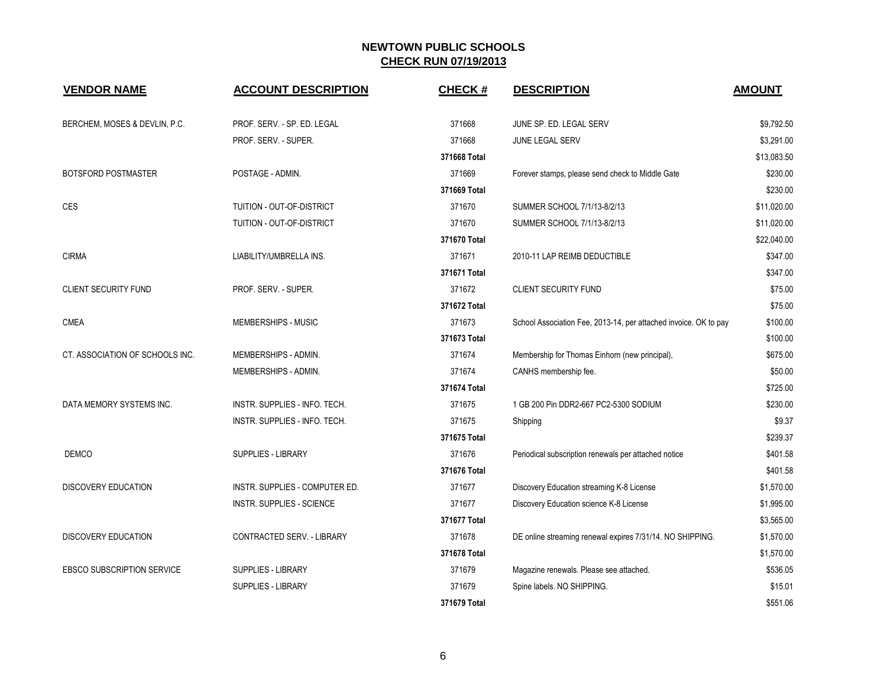# NEWTOWN PUBLIC SCHOOLS

## CHECK RUN 07/19/2013

| VENDOR NAME | ACCOUNT DESCRIPTION | CHECK # | DESCRIPTION | AMOUNT |
|---|---|---|---|---|
| BERCHEM, MOSES & DEVLIN, P.C. | PROF. SERV. - SP. ED. LEGAL | 371668 | JUNE SP. ED. LEGAL SERV | $9,792.50 |
| | PROF. SERV. - SUPER. | 371668 | JUNE LEGAL SERV | $3,291.00 |
| | | **371668 Total** | | $13,083.50 |
| BOTSFORD POSTMASTER | POSTAGE - ADMIN. | 371669 | Forever stamps, please send check to Middle Gate | $230.00 |
| | | **371669 Total** | | $230.00 |
| CES | TUITION - OUT-OF-DISTRICT | 371670 | SUMMER SCHOOL 7/1/13-8/2/13 | $11,020.00 |
| | TUITION - OUT-OF-DISTRICT | 371670 | SUMMER SCHOOL 7/1/13-8/2/13 | $11,020.00 |
| | | **371670 Total** | | $22,040.00 |
| CIRMA | LIABILITY/UMBRELLA INS. | 371671 | 2010-11 LAP REIMB DEDUCTIBLE | $347.00 |
| | | **371671 Total** | | $347.00 |
| CLIENT SECURITY FUND | PROF. SERV. - SUPER. | 371672 | CLIENT SECURITY FUND | $75.00 |
| | | **371672 Total** | | $75.00 |
| CMEA | MEMBERSHIPS - MUSIC | 371673 | School Association Fee, 2013-14, per attached invoice. OK to pay | $100.00 |
| | | **371673 Total** | | $100.00 |
| CT. ASSOCIATION OF SCHOOLS INC. | MEMBERSHIPS - ADMIN. | 371674 | Membership for Thomas Einhorn (new principal), | $675.00 |
| | MEMBERSHIPS - ADMIN. | 371674 | CANHS membership fee. | $50.00 |
| | | **371674 Total** | | $725.00 |
| DATA MEMORY SYSTEMS INC. | INSTR. SUPPLIES - INFO. TECH. | 371675 | 1 GB 200 Pin DDR2-667 PC2-5300 SODIUM | $230.00 |
| | INSTR. SUPPLIES - INFO. TECH. | 371675 | Shipping | $9.37 |
| | | **371675 Total** | | $239.37 |
| DEMCO | SUPPLIES - LIBRARY | 371676 | Periodical subscription renewals per attached notice | $401.58 |
| | | **371676 Total** | | $401.58 |
| DISCOVERY EDUCATION | INSTR. SUPPLIES - COMPUTER ED. | 371677 | Discovery Education streaming K-8 License | $1,570.00 |
| | INSTR. SUPPLIES - SCIENCE | 371677 | Discovery Education science K-8 License | $1,995.00 |
| | | **371677 Total** | | $3,565.00 |
| DISCOVERY EDUCATION | CONTRACTED SERV. - LIBRARY | 371678 | DE online streaming renewal expires 7/31/14. NO SHIPPING. | $1,570.00 |
| | | **371678 Total** | | $1,570.00 |
| EBSCO SUBSCRIPTION SERVICE | SUPPLIES - LIBRARY | 371679 | Magazine renewals. Please see attached. | $536.05 |
| | SUPPLIES - LIBRARY | 371679 | Spine labels. NO SHIPPING. | $15.01 |
| | | **371679 Total** | | $551.06 |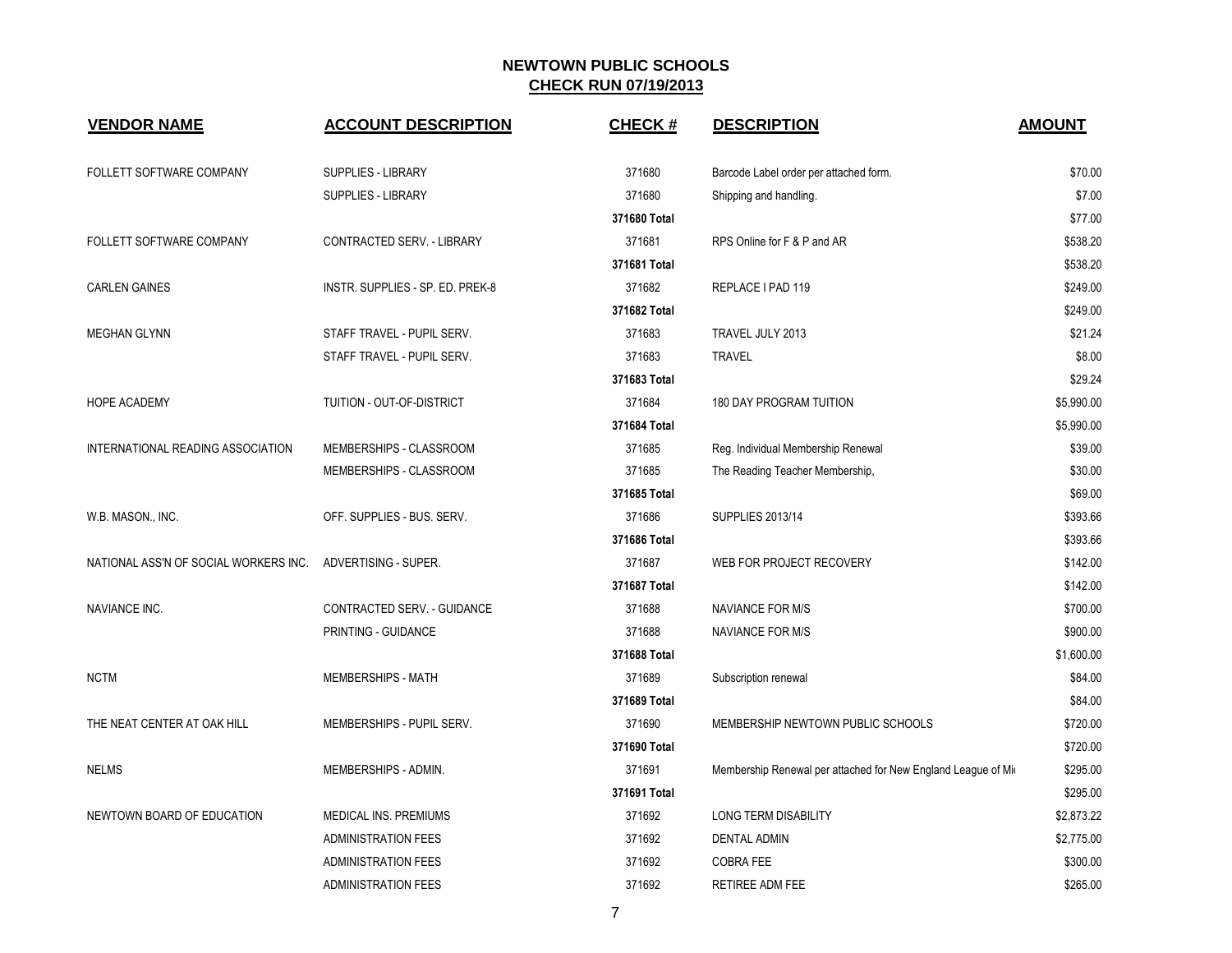# NEWTOWN PUBLIC SCHOOLS

## CHECK RUN 07/19/2013

| VENDOR NAME | ACCOUNT DESCRIPTION | CHECK # | DESCRIPTION | AMOUNT |
|---|---|---|---|---|
| FOLLETT SOFTWARE COMPANY | SUPPLIES - LIBRARY | 371680 | Barcode Label order per attached form. | $70.00 |
| | SUPPLIES - LIBRARY | 371680 | Shipping and handling. | $7.00 |
| | | **371680 Total** | | $77.00 |
| FOLLETT SOFTWARE COMPANY | CONTRACTED SERV. - LIBRARY | 371681 | RPS Online for F & P and AR | $538.20 |
| | | **371681 Total** | | $538.20 |
| CARLEN GAINES | INSTR. SUPPLIES - SP. ED. PREK-8 | 371682 | REPLACE I PAD 119 | $249.00 |
| | | **371682 Total** | | $249.00 |
| MEGHAN GLYNN | STAFF TRAVEL - PUPIL SERV. | 371683 | TRAVEL JULY 2013 | $21.24 |
| | STAFF TRAVEL - PUPIL SERV. | 371683 | TRAVEL | $8.00 |
| | | **371683 Total** | | $29.24 |
| HOPE ACADEMY | TUITION - OUT-OF-DISTRICT | 371684 | 180 DAY PROGRAM TUITION | $5,990.00 |
| | | **371684 Total** | | $5,990.00 |
| INTERNATIONAL READING ASSOCIATION | MEMBERSHIPS - CLASSROOM | 371685 | Reg. Individual Membership Renewal | $39.00 |
| | MEMBERSHIPS - CLASSROOM | 371685 | The Reading Teacher Membership, | $30.00 |
| | | **371685 Total** | | $69.00 |
| W.B. MASON., INC. | OFF. SUPPLIES - BUS. SERV. | 371686 | SUPPLIES 2013/14 | $393.66 |
| | | **371686 Total** | | $393.66 |
| NATIONAL ASS'N OF SOCIAL WORKERS INC. | ADVERTISING - SUPER. | 371687 | WEB FOR PROJECT RECOVERY | $142.00 |
| | | **371687 Total** | | $142.00 |
| NAVIANCE INC. | CONTRACTED SERV. - GUIDANCE | 371688 | NAVIANCE FOR M/S | $700.00 |
| | PRINTING - GUIDANCE | 371688 | NAVIANCE FOR M/S | $900.00 |
| | | **371688 Total** | | $1,600.00 |
| NCTM | MEMBERSHIPS - MATH | 371689 | Subscription renewal | $84.00 |
| | | **371689 Total** | | $84.00 |
| THE NEAT CENTER AT OAK HILL | MEMBERSHIPS - PUPIL SERV. | 371690 | MEMBERSHIP NEWTOWN PUBLIC SCHOOLS | $720.00 |
| | | **371690 Total** | | $720.00 |
| NELMS | MEMBERSHIPS - ADMIN. | 371691 | Membership Renewal per attached for New England League of Mi | $295.00 |
| | | **371691 Total** | | $295.00 |
| NEWTOWN BOARD OF EDUCATION | MEDICAL INS. PREMIUMS | 371692 | LONG TERM DISABILITY | $2,873.22 |
| | ADMINISTRATION FEES | 371692 | DENTAL ADMIN | $2,775.00 |
| | ADMINISTRATION FEES | 371692 | COBRA FEE | $300.00 |
| | ADMINISTRATION FEES | 371692 | RETIREE ADM FEE | $265.00 |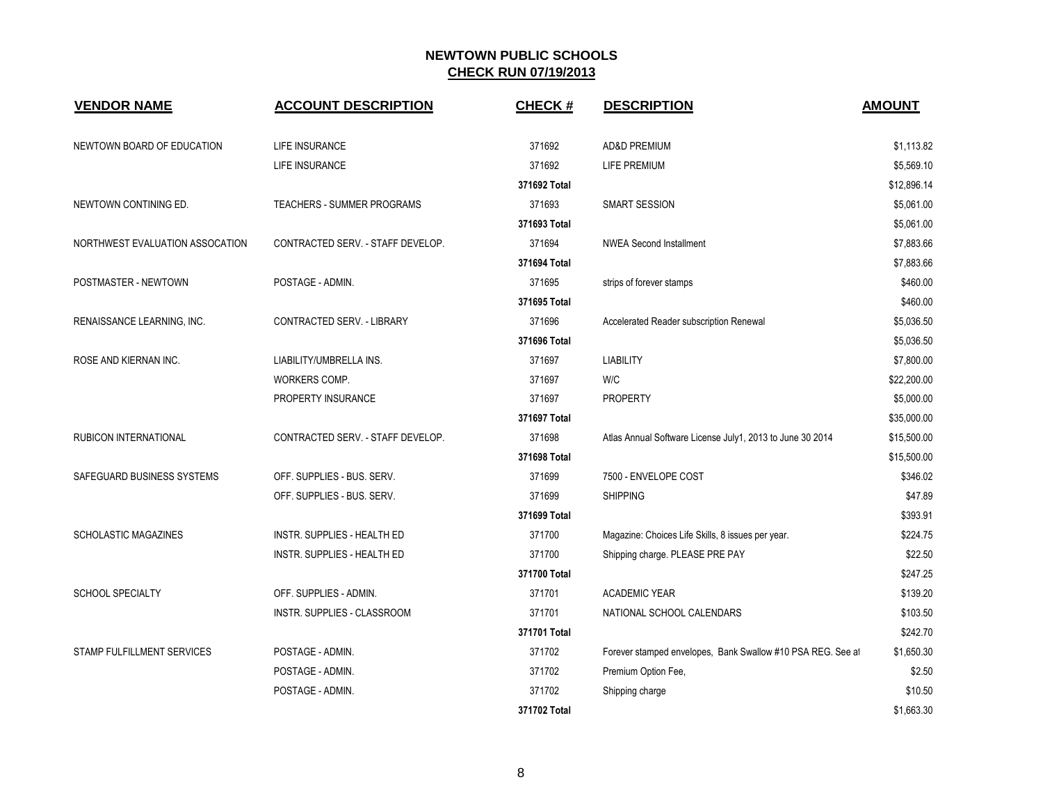# NEWTOWN PUBLIC SCHOOLS

## CHECK RUN 07/19/2013

| VENDOR NAME | ACCOUNT DESCRIPTION | CHECK # | DESCRIPTION | AMOUNT |
|---|---|---|---|---|
| NEWTOWN BOARD OF EDUCATION | LIFE INSURANCE | 371692 | AD&D PREMIUM | $1,113.82 |
| | LIFE INSURANCE | 371692 | LIFE PREMIUM | $5,569.10 |
| | | 371692 Total | | $12,896.14 |
| NEWTOWN CONTINING ED. | TEACHERS - SUMMER PROGRAMS | 371693 | SMART SESSION | $5,061.00 |
| | | 371693 Total | | $5,061.00 |
| NORTHWEST EVALUATION ASSOCATION | CONTRACTED SERV. - STAFF DEVELOP. | 371694 | NWEA Second Installment | $7,883.66 |
| | | 371694 Total | | $7,883.66 |
| POSTMASTER - NEWTOWN | POSTAGE - ADMIN. | 371695 | strips of forever stamps | $460.00 |
| | | 371695 Total | | $460.00 |
| RENAISSANCE LEARNING, INC. | CONTRACTED SERV. - LIBRARY | 371696 | Accelerated Reader subscription Renewal | $5,036.50 |
| | | 371696 Total | | $5,036.50 |
| ROSE AND KIERNAN INC. | LIABILITY/UMBRELLA INS. | 371697 | LIABILITY | $7,800.00 |
| | WORKERS COMP. | 371697 | W/C | $22,200.00 |
| | PROPERTY INSURANCE | 371697 | PROPERTY | $5,000.00 |
| | | 371697 Total | | $35,000.00 |
| RUBICON INTERNATIONAL | CONTRACTED SERV. - STAFF DEVELOP. | 371698 | Atlas Annual Software License July1, 2013 to June 30 2014 | $15,500.00 |
| | | 371698 Total | | $15,500.00 |
| SAFEGUARD BUSINESS SYSTEMS | OFF. SUPPLIES - BUS. SERV. | 371699 | 7500 - ENVELOPE COST | $346.02 |
| | OFF. SUPPLIES - BUS. SERV. | 371699 | SHIPPING | $47.89 |
| | | 371699 Total | | $393.91 |
| SCHOLASTIC MAGAZINES | INSTR. SUPPLIES - HEALTH ED | 371700 | Magazine: Choices Life Skills, 8 issues per year. | $224.75 |
| | INSTR. SUPPLIES - HEALTH ED | 371700 | Shipping charge. PLEASE PRE PAY | $22.50 |
| | | 371700 Total | | $247.25 |
| SCHOOL SPECIALTY | OFF. SUPPLIES - ADMIN. | 371701 | ACADEMIC YEAR | $139.20 |
| | INSTR. SUPPLIES - CLASSROOM | 371701 | NATIONAL SCHOOL CALENDARS | $103.50 |
| | | 371701 Total | | $242.70 |
| STAMP FULFILLMENT SERVICES | POSTAGE - ADMIN. | 371702 | Forever stamped envelopes, Bank Swallow #10 PSA REG. See at | $1,650.30 |
| | POSTAGE - ADMIN. | 371702 | Premium Option Fee, | $2.50 |
| | POSTAGE - ADMIN. | 371702 | Shipping charge | $10.50 |
| | | 371702 Total | | $1,663.30 |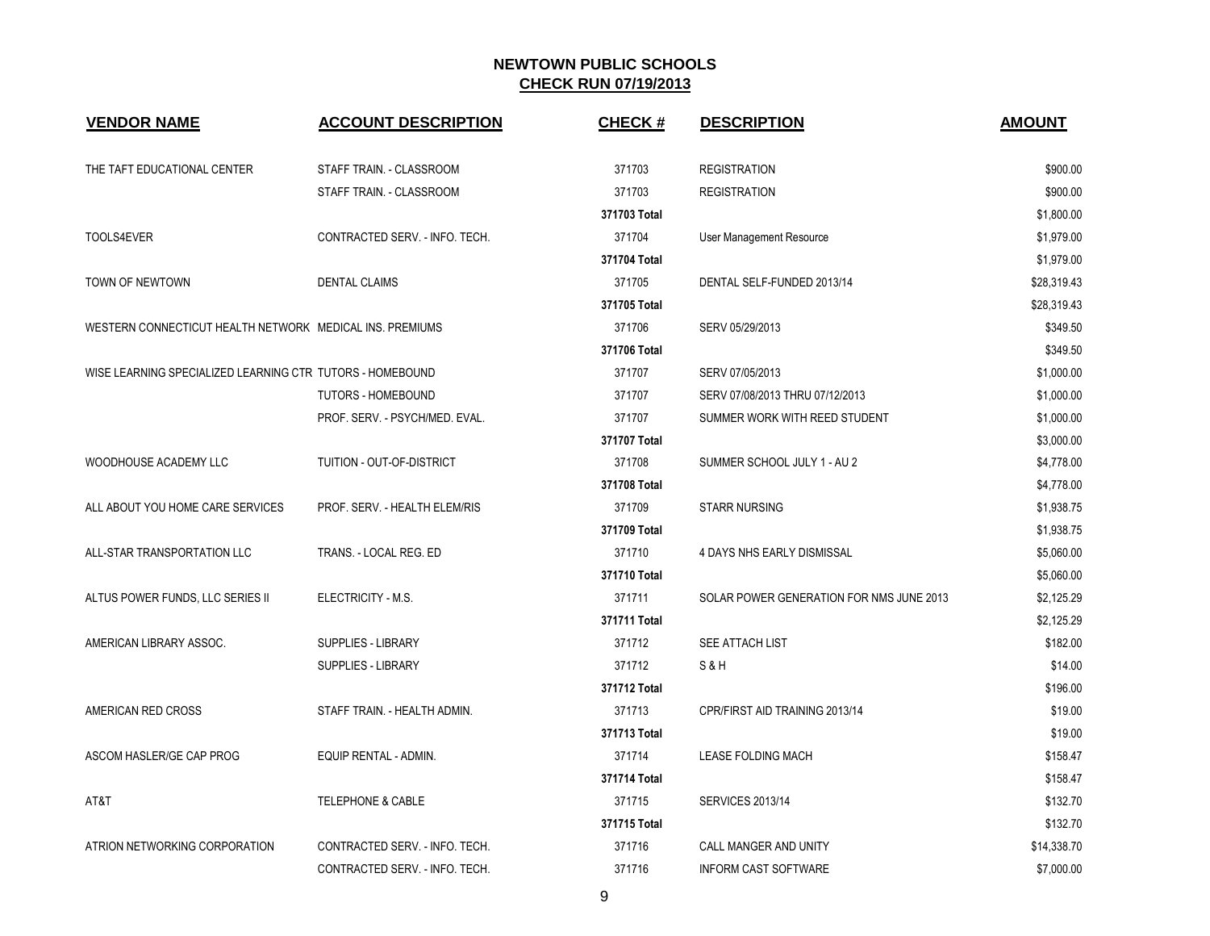# NEWTOWN PUBLIC SCHOOLS

## CHECK RUN 07/19/2013

| VENDOR NAME | ACCOUNT DESCRIPTION | CHECK # | DESCRIPTION | AMOUNT |
|---|---|---|---|---|
| THE TAFT EDUCATIONAL CENTER | STAFF TRAIN. - CLASSROOM | 371703 | REGISTRATION | $900.00 |
| | STAFF TRAIN. - CLASSROOM | 371703 | REGISTRATION | $900.00 |
| | | 371703 Total | | $1,800.00 |
| TOOLS4EVER | CONTRACTED SERV. - INFO. TECH. | 371704 | User Management Resource | $1,979.00 |
| | | 371704 Total | | $1,979.00 |
| TOWN OF NEWTOWN | DENTAL CLAIMS | 371705 | DENTAL SELF-FUNDED 2013/14 | $28,319.43 |
| | | 371705 Total | | $28,319.43 |
| WESTERN CONNECTICUT HEALTH NETWORK | MEDICAL INS. PREMIUMS | 371706 | SERV 05/29/2013 | $349.50 |
| | | 371706 Total | | $349.50 |
| WISE LEARNING SPECIALIZED LEARNING CTR | TUTORS - HOMEBOUND | 371707 | SERV 07/05/2013 | $1,000.00 |
| | TUTORS - HOMEBOUND | 371707 | SERV 07/08/2013 THRU 07/12/2013 | $1,000.00 |
| | PROF. SERV. - PSYCH/MED. EVAL. | 371707 | SUMMER WORK WITH REED STUDENT | $1,000.00 |
| | | 371707 Total | | $3,000.00 |
| WOODHOUSE ACADEMY LLC | TUITION - OUT-OF-DISTRICT | 371708 | SUMMER SCHOOL JULY 1 - AU 2 | $4,778.00 |
| | | 371708 Total | | $4,778.00 |
| ALL ABOUT YOU HOME CARE SERVICES | PROF. SERV. - HEALTH ELEM/RIS | 371709 | STARR NURSING | $1,938.75 |
| | | 371709 Total | | $1,938.75 |
| ALL-STAR TRANSPORTATION LLC | TRANS. - LOCAL REG. ED | 371710 | 4 DAYS NHS EARLY DISMISSAL | $5,060.00 |
| | | 371710 Total | | $5,060.00 |
| ALTUS POWER FUNDS, LLC SERIES II | ELECTRICITY - M.S. | 371711 | SOLAR POWER GENERATION FOR NMS JUNE 2013 | $2,125.29 |
| | | 371711 Total | | $2,125.29 |
| AMERICAN LIBRARY ASSOC. | SUPPLIES - LIBRARY | 371712 | SEE ATTACH LIST | $182.00 |
| | SUPPLIES - LIBRARY | 371712 | S & H | $14.00 |
| | | 371712 Total | | $196.00 |
| AMERICAN RED CROSS | STAFF TRAIN. - HEALTH ADMIN. | 371713 | CPR/FIRST AID TRAINING 2013/14 | $19.00 |
| | | 371713 Total | | $19.00 |
| ASCOM HASLER/GE CAP PROG | EQUIP RENTAL - ADMIN. | 371714 | LEASE FOLDING MACH | $158.47 |
| | | 371714 Total | | $158.47 |
| AT&T | TELEPHONE & CABLE | 371715 | SERVICES 2013/14 | $132.70 |
| | | 371715 Total | | $132.70 |
| ATRION NETWORKING CORPORATION | CONTRACTED SERV. - INFO. TECH. | 371716 | CALL MANGER AND UNITY | $14,338.70 |
| | CONTRACTED SERV. - INFO. TECH. | 371716 | INFORM CAST SOFTWARE | $7,000.00 |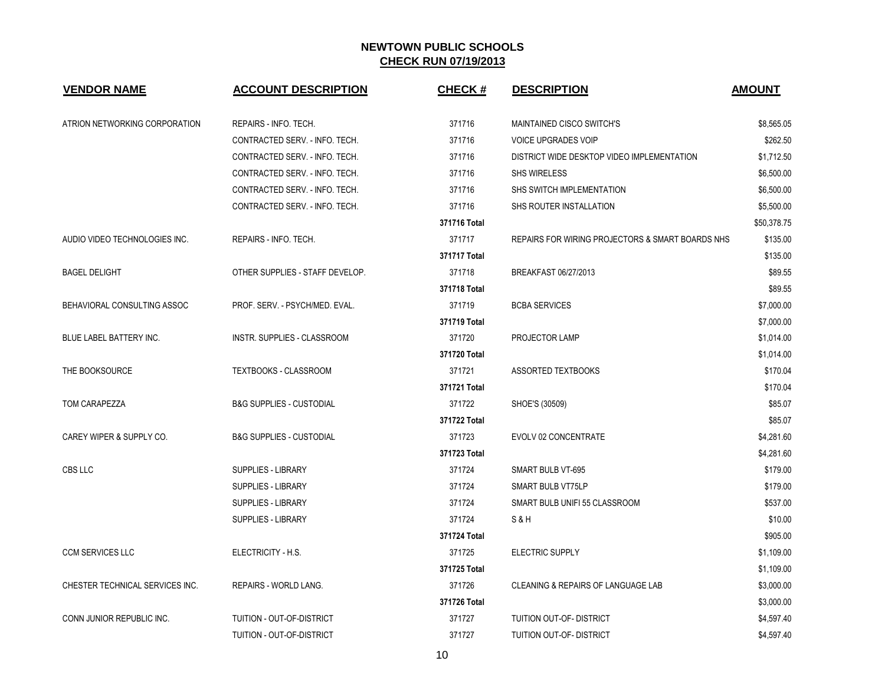# NEWTOWN PUBLIC SCHOOLS

## CHECK RUN 07/19/2013

| VENDOR NAME | ACCOUNT DESCRIPTION | CHECK # | DESCRIPTION | AMOUNT |
|---|---|---|---|---|
| ATRION NETWORKING CORPORATION | REPAIRS - INFO. TECH. | 371716 | MAINTAINED CISCO SWITCH'S | $8,565.05 |
| | CONTRACTED SERV. - INFO. TECH. | 371716 | VOICE UPGRADES VOIP | $262.50 |
| | CONTRACTED SERV. - INFO. TECH. | 371716 | DISTRICT WIDE DESKTOP VIDEO IMPLEMENTATION | $1,712.50 |
| | CONTRACTED SERV. - INFO. TECH. | 371716 | SHS WIRELESS | $6,500.00 |
| | CONTRACTED SERV. - INFO. TECH. | 371716 | SHS SWITCH IMPLEMENTATION | $6,500.00 |
| | CONTRACTED SERV. - INFO. TECH. | 371716 | SHS ROUTER INSTALLATION | $5,500.00 |
| | | **371716 Total** | | $50,378.75 |
| AUDIO VIDEO TECHNOLOGIES INC. | REPAIRS - INFO. TECH. | 371717 | REPAIRS FOR WIRING PROJECTORS & SMART BOARDS NHS | $135.00 |
| | | **371717 Total** | | $135.00 |
| BAGEL DELIGHT | OTHER SUPPLIES - STAFF DEVELOP. | 371718 | BREAKFAST 06/27/2013 | $89.55 |
| | | **371718 Total** | | $89.55 |
| BEHAVIORAL CONSULTING ASSOC | PROF. SERV. - PSYCH/MED. EVAL. | 371719 | BCBA SERVICES | $7,000.00 |
| | | **371719 Total** | | $7,000.00 |
| BLUE LABEL BATTERY INC. | INSTR. SUPPLIES - CLASSROOM | 371720 | PROJECTOR LAMP | $1,014.00 |
| | | **371720 Total** | | $1,014.00 |
| THE BOOKSOURCE | TEXTBOOKS - CLASSROOM | 371721 | ASSORTED TEXTBOOKS | $170.04 |
| | | **371721 Total** | | $170.04 |
| TOM CARAPEZZA | B&G SUPPLIES - CUSTODIAL | 371722 | SHOE'S (30509) | $85.07 |
| | | **371722 Total** | | $85.07 |
| CAREY WIPER & SUPPLY CO. | B&G SUPPLIES - CUSTODIAL | 371723 | EVOLV 02 CONCENTRATE | $4,281.60 |
| | | **371723 Total** | | $4,281.60 |
| CBS LLC | SUPPLIES - LIBRARY | 371724 | SMART BULB VT-695 | $179.00 |
| | SUPPLIES - LIBRARY | 371724 | SMART BULB VT75LP | $179.00 |
| | SUPPLIES - LIBRARY | 371724 | SMART BULB UNIFI 55 CLASSROOM | $537.00 |
| | SUPPLIES - LIBRARY | 371724 | S & H | $10.00 |
| | | **371724 Total** | | $905.00 |
| CCM SERVICES LLC | ELECTRICITY - H.S. | 371725 | ELECTRIC SUPPLY | $1,109.00 |
| | | **371725 Total** | | $1,109.00 |
| CHESTER TECHNICAL SERVICES INC. | REPAIRS - WORLD LANG. | 371726 | CLEANING & REPAIRS OF LANGUAGE LAB | $3,000.00 |
| | | **371726 Total** | | $3,000.00 |
| CONN JUNIOR REPUBLIC INC. | TUITION - OUT-OF-DISTRICT | 371727 | TUITION OUT-OF- DISTRICT | $4,597.40 |
| | TUITION - OUT-OF-DISTRICT | 371727 | TUITION OUT-OF- DISTRICT | $4,597.40 |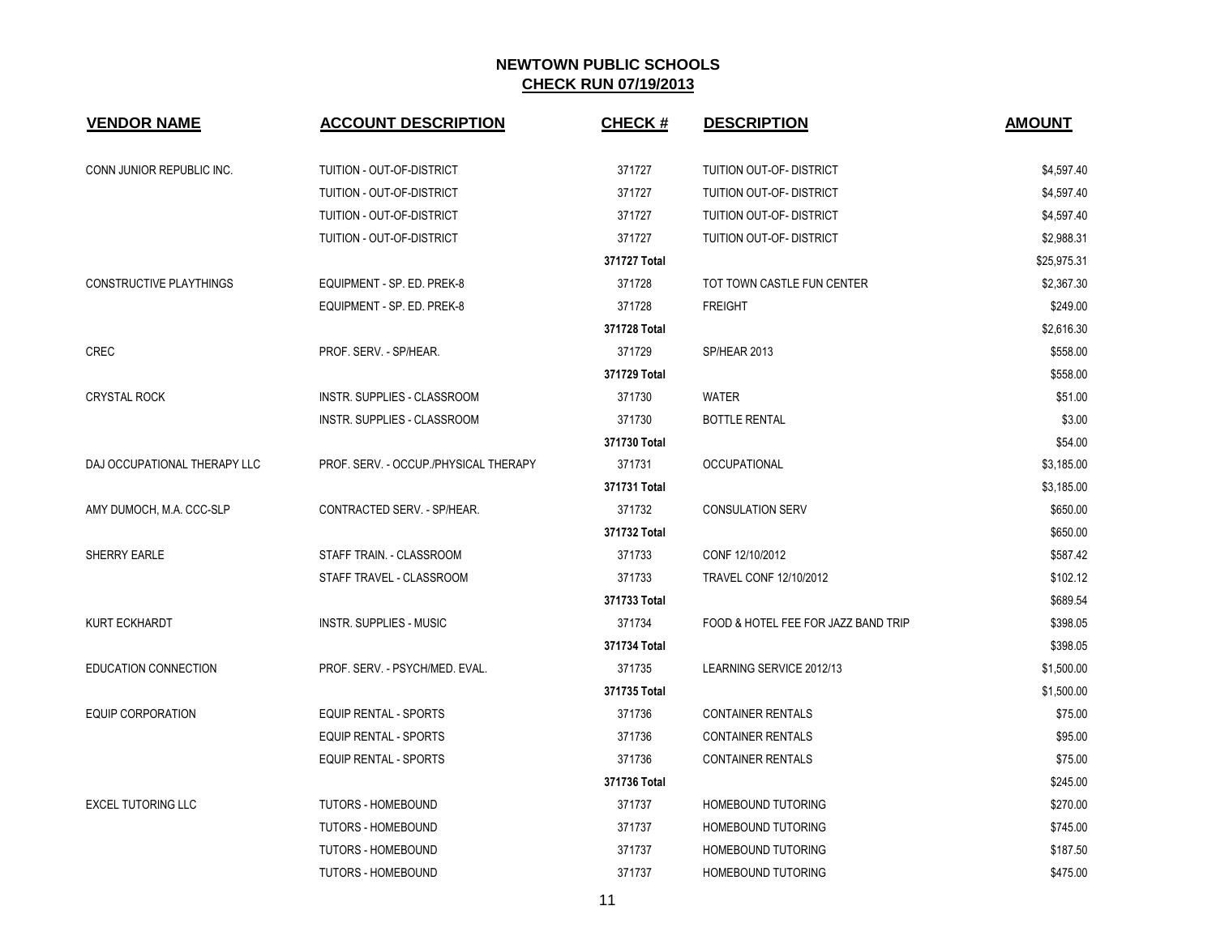# NEWTOWN PUBLIC SCHOOLS

## CHECK RUN 07/19/2013

| VENDOR NAME | ACCOUNT DESCRIPTION | CHECK # | DESCRIPTION | AMOUNT |
|---|---|---|---|---|
| CONN JUNIOR REPUBLIC INC. | TUITION - OUT-OF-DISTRICT | 371727 | TUITION OUT-OF- DISTRICT | $4,597.40 |
| | TUITION - OUT-OF-DISTRICT | 371727 | TUITION OUT-OF- DISTRICT | $4,597.40 |
| | TUITION - OUT-OF-DISTRICT | 371727 | TUITION OUT-OF- DISTRICT | $4,597.40 |
| | TUITION - OUT-OF-DISTRICT | 371727 | TUITION OUT-OF- DISTRICT | $2,988.31 |
| | | 371727 Total | | $25,975.31 |
| CONSTRUCTIVE PLAYTHINGS | EQUIPMENT - SP. ED. PREK-8 | 371728 | TOT TOWN CASTLE FUN CENTER | $2,367.30 |
| | EQUIPMENT - SP. ED. PREK-8 | 371728 | FREIGHT | $249.00 |
| | | 371728 Total | | $2,616.30 |
| CREC | PROF. SERV. - SP/HEAR. | 371729 | SP/HEAR 2013 | $558.00 |
| | | 371729 Total | | $558.00 |
| CRYSTAL ROCK | INSTR. SUPPLIES - CLASSROOM | 371730 | WATER | $51.00 |
| | INSTR. SUPPLIES - CLASSROOM | 371730 | BOTTLE RENTAL | $3.00 |
| | | 371730 Total | | $54.00 |
| DAJ OCCUPATIONAL THERAPY LLC | PROF. SERV. - OCCUP./PHYSICAL THERAPY | 371731 | OCCUPATIONAL | $3,185.00 |
| | | 371731 Total | | $3,185.00 |
| AMY DUMOCH, M.A. CCC-SLP | CONTRACTED SERV. - SP/HEAR. | 371732 | CONSULATION SERV | $650.00 |
| | | 371732 Total | | $650.00 |
| SHERRY EARLE | STAFF TRAIN. - CLASSROOM | 371733 | CONF 12/10/2012 | $587.42 |
| | STAFF TRAVEL - CLASSROOM | 371733 | TRAVEL CONF 12/10/2012 | $102.12 |
| | | 371733 Total | | $689.54 |
| KURT ECKHARDT | INSTR. SUPPLIES - MUSIC | 371734 | FOOD & HOTEL FEE FOR JAZZ BAND TRIP | $398.05 |
| | | 371734 Total | | $398.05 |
| EDUCATION CONNECTION | PROF. SERV. - PSYCH/MED. EVAL. | 371735 | LEARNING SERVICE 2012/13 | $1,500.00 |
| | | 371735 Total | | $1,500.00 |
| EQUIP CORPORATION | EQUIP RENTAL - SPORTS | 371736 | CONTAINER RENTALS | $75.00 |
| | EQUIP RENTAL - SPORTS | 371736 | CONTAINER RENTALS | $95.00 |
| | EQUIP RENTAL - SPORTS | 371736 | CONTAINER RENTALS | $75.00 |
| | | 371736 Total | | $245.00 |
| EXCEL TUTORING LLC | TUTORS - HOMEBOUND | 371737 | HOMEBOUND TUTORING | $270.00 |
| | TUTORS - HOMEBOUND | 371737 | HOMEBOUND TUTORING | $745.00 |
| | TUTORS - HOMEBOUND | 371737 | HOMEBOUND TUTORING | $187.50 |
| | TUTORS - HOMEBOUND | 371737 | HOMEBOUND TUTORING | $475.00 |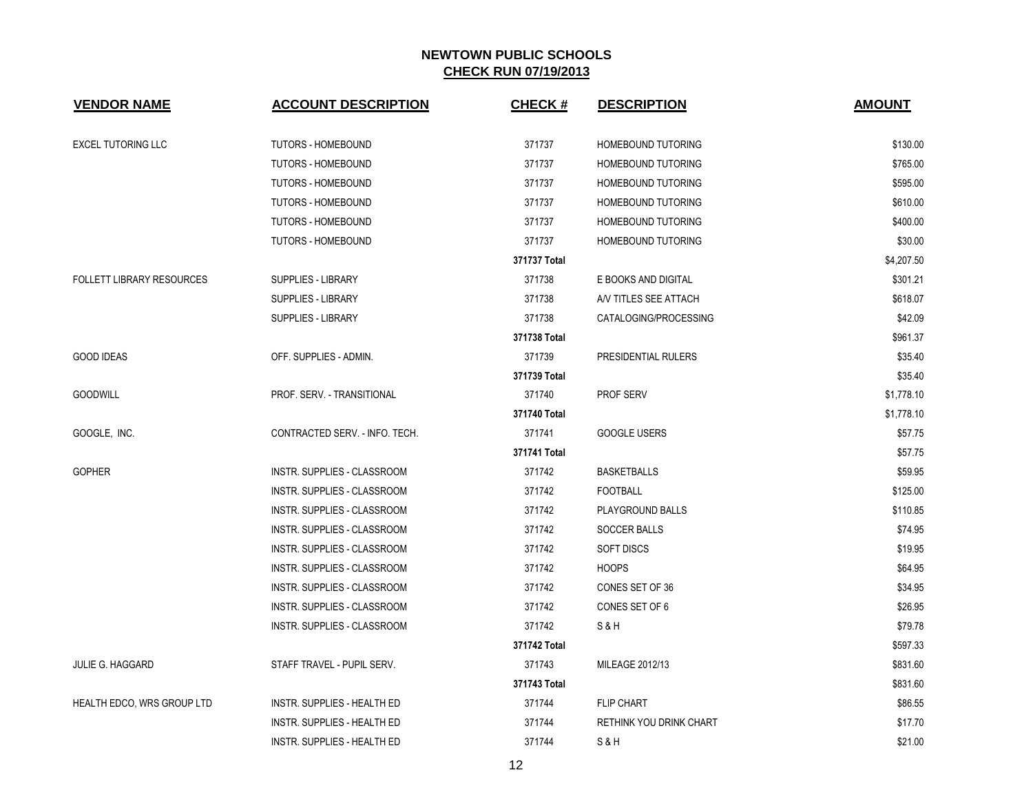# NEWTOWN PUBLIC SCHOOLS

## CHECK RUN 07/19/2013

| VENDOR NAME | ACCOUNT DESCRIPTION | CHECK # | DESCRIPTION | AMOUNT |
|---|---|---|---|---|
| EXCEL TUTORING LLC | TUTORS - HOMEBOUND | 371737 | HOMEBOUND TUTORING | $130.00 |
| | TUTORS - HOMEBOUND | 371737 | HOMEBOUND TUTORING | $765.00 |
| | TUTORS - HOMEBOUND | 371737 | HOMEBOUND TUTORING | $595.00 |
| | TUTORS - HOMEBOUND | 371737 | HOMEBOUND TUTORING | $610.00 |
| | TUTORS - HOMEBOUND | 371737 | HOMEBOUND TUTORING | $400.00 |
| | TUTORS - HOMEBOUND | 371737 | HOMEBOUND TUTORING | $30.00 |
| | | **371737 Total** | | $4,207.50 |
| FOLLETT LIBRARY RESOURCES | SUPPLIES - LIBRARY | 371738 | E BOOKS AND DIGITAL | $301.21 |
| | SUPPLIES - LIBRARY | 371738 | A/V TITLES SEE ATTACH | $618.07 |
| | SUPPLIES - LIBRARY | 371738 | CATALOGING/PROCESSING | $42.09 |
| | | **371738 Total** | | $961.37 |
| GOOD IDEAS | OFF. SUPPLIES - ADMIN. | 371739 | PRESIDENTIAL RULERS | $35.40 |
| | | **371739 Total** | | $35.40 |
| GOODWILL | PROF. SERV. - TRANSITIONAL | 371740 | PROF SERV | $1,778.10 |
| | | **371740 Total** | | $1,778.10 |
| GOOGLE, INC. | CONTRACTED SERV. - INFO. TECH. | 371741 | GOOGLE USERS | $57.75 |
| | | **371741 Total** | | $57.75 |
| GOPHER | INSTR. SUPPLIES - CLASSROOM | 371742 | BASKETBALLS | $59.95 |
| | INSTR. SUPPLIES - CLASSROOM | 371742 | FOOTBALL | $125.00 |
| | INSTR. SUPPLIES - CLASSROOM | 371742 | PLAYGROUND BALLS | $110.85 |
| | INSTR. SUPPLIES - CLASSROOM | 371742 | SOCCER BALLS | $74.95 |
| | INSTR. SUPPLIES - CLASSROOM | 371742 | SOFT DISCS | $19.95 |
| | INSTR. SUPPLIES - CLASSROOM | 371742 | HOOPS | $64.95 |
| | INSTR. SUPPLIES - CLASSROOM | 371742 | CONES SET OF 36 | $34.95 |
| | INSTR. SUPPLIES - CLASSROOM | 371742 | CONES SET OF 6 | $26.95 |
| | INSTR. SUPPLIES - CLASSROOM | 371742 | S & H | $79.78 |
| | | **371742 Total** | | $597.33 |
| JULIE G. HAGGARD | STAFF TRAVEL - PUPIL SERV. | 371743 | MILEAGE 2012/13 | $831.60 |
| | | **371743 Total** | | $831.60 |
| HEALTH EDCO, WRS GROUP LTD | INSTR. SUPPLIES - HEALTH ED | 371744 | FLIP CHART | $86.55 |
| | INSTR. SUPPLIES - HEALTH ED | 371744 | RETHINK YOU DRINK CHART | $17.70 |
| | INSTR. SUPPLIES - HEALTH ED | 371744 | S & H | $21.00 |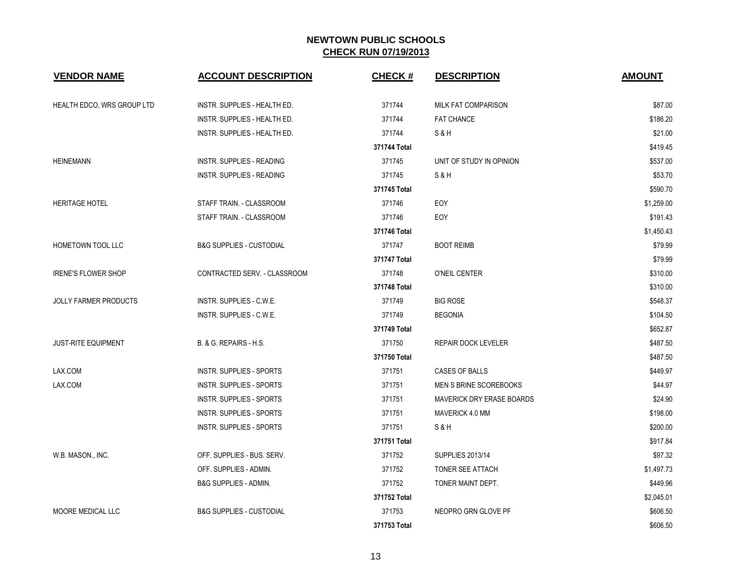## NEWTOWN PUBLIC SCHOOLS
## CHECK RUN 07/19/2013

| VENDOR NAME | ACCOUNT DESCRIPTION | CHECK # | DESCRIPTION | AMOUNT |
|---|---|---|---|---|
| HEALTH EDCO, WRS GROUP LTD | INSTR. SUPPLIES - HEALTH ED. | 371744 | MILK FAT COMPARISON | $87.00 |
| | INSTR. SUPPLIES - HEALTH ED. | 371744 | FAT CHANCE | $186.20 |
| | INSTR. SUPPLIES - HEALTH ED. | 371744 | S & H | $21.00 |
| | | 371744 Total | | $419.45 |
| HEINEMANN | INSTR. SUPPLIES - READING | 371745 | UNIT OF STUDY IN OPINION | $537.00 |
| | INSTR. SUPPLIES - READING | 371745 | S & H | $53.70 |
| | | 371745 Total | | $590.70 |
| HERITAGE HOTEL | STAFF TRAIN. - CLASSROOM | 371746 | EOY | $1,259.00 |
| | STAFF TRAIN. - CLASSROOM | 371746 | EOY | $191.43 |
| | | 371746 Total | | $1,450.43 |
| HOMETOWN TOOL LLC | B&G SUPPLIES - CUSTODIAL | 371747 | BOOT REIMB | $79.99 |
| | | 371747 Total | | $79.99 |
| IRENE'S FLOWER SHOP | CONTRACTED SERV. - CLASSROOM | 371748 | O'NEIL CENTER | $310.00 |
| | | 371748 Total | | $310.00 |
| JOLLY FARMER PRODUCTS | INSTR. SUPPLIES - C.W.E. | 371749 | BIG ROSE | $548.37 |
| | INSTR. SUPPLIES - C.W.E. | 371749 | BEGONIA | $104.50 |
| | | 371749 Total | | $652.87 |
| JUST-RITE EQUIPMENT | B. & G. REPAIRS - H.S. | 371750 | REPAIR DOCK LEVELER | $487.50 |
| | | 371750 Total | | $487.50 |
| LAX.COM | INSTR. SUPPLIES - SPORTS | 371751 | CASES OF BALLS | $449.97 |
| LAX.COM | INSTR. SUPPLIES - SPORTS | 371751 | MEN S BRINE SCOREBOOKS | $44.97 |
| | INSTR. SUPPLIES - SPORTS | 371751 | MAVERICK DRY ERASE BOARDS | $24.90 |
| | INSTR. SUPPLIES - SPORTS | 371751 | MAVERICK 4.0 MM | $198.00 |
| | INSTR. SUPPLIES - SPORTS | 371751 | S & H | $200.00 |
| | | 371751 Total | | $917.84 |
| W.B. MASON., INC. | OFF. SUPPLIES - BUS. SERV. | 371752 | SUPPLIES 2013/14 | $97.32 |
| | OFF. SUPPLIES - ADMIN. | 371752 | TONER SEE ATTACH | $1,497.73 |
| | B&G SUPPLIES - ADMIN. | 371752 | TONER MAINT DEPT. | $449.96 |
| | | 371752 Total | | $2,045.01 |
| MOORE MEDICAL LLC | B&G SUPPLIES - CUSTODIAL | 371753 | NEOPRO GRN GLOVE PF | $606.50 |
| | | 371753 Total | | $606.50 |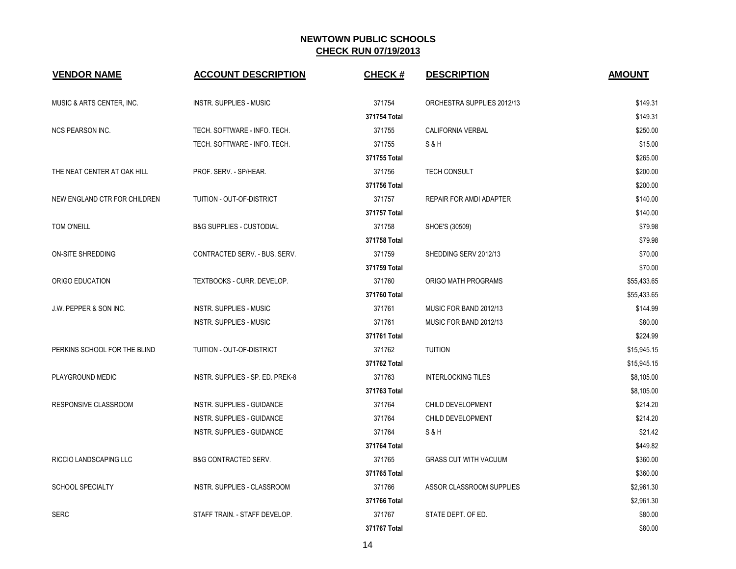# NEWTOWN PUBLIC SCHOOLS

## CHECK RUN 07/19/2013

| VENDOR NAME | ACCOUNT DESCRIPTION | CHECK # | DESCRIPTION | AMOUNT |
|---|---|---|---|---|
| MUSIC & ARTS CENTER, INC. | INSTR. SUPPLIES - MUSIC | 371754 | ORCHESTRA SUPPLIES 2012/13 | $149.31 |
| | | **371754 Total** | | $149.31 |
| NCS PEARSON INC. | TECH. SOFTWARE - INFO. TECH. | 371755 | CALIFORNIA VERBAL | $250.00 |
| | TECH. SOFTWARE - INFO. TECH. | 371755 | S & H | $15.00 |
| | | **371755 Total** | | $265.00 |
| THE NEAT CENTER AT OAK HILL | PROF. SERV. - SP/HEAR. | 371756 | TECH CONSULT | $200.00 |
| | | **371756 Total** | | $200.00 |
| NEW ENGLAND CTR FOR CHILDREN | TUITION - OUT-OF-DISTRICT | 371757 | REPAIR FOR AMDI ADAPTER | $140.00 |
| | | **371757 Total** | | $140.00 |
| TOM O'NEILL | B&G SUPPLIES - CUSTODIAL | 371758 | SHOE'S (30509) | $79.98 |
| | | **371758 Total** | | $79.98 |
| ON-SITE SHREDDING | CONTRACTED SERV. - BUS. SERV. | 371759 | SHEDDING SERV 2012/13 | $70.00 |
| | | **371759 Total** | | $70.00 |
| ORIGO EDUCATION | TEXTBOOKS - CURR. DEVELOP. | 371760 | ORIGO MATH PROGRAMS | $55,433.65 |
| | | **371760 Total** | | $55,433.65 |
| J.W. PEPPER & SON INC. | INSTR. SUPPLIES - MUSIC | 371761 | MUSIC FOR BAND 2012/13 | $144.99 |
| | INSTR. SUPPLIES - MUSIC | 371761 | MUSIC FOR BAND 2012/13 | $80.00 |
| | | **371761 Total** | | $224.99 |
| PERKINS SCHOOL FOR THE BLIND | TUITION - OUT-OF-DISTRICT | 371762 | TUITION | $15,945.15 |
| | | **371762 Total** | | $15,945.15 |
| PLAYGROUND MEDIC | INSTR. SUPPLIES - SP. ED. PREK-8 | 371763 | INTERLOCKING TILES | $8,105.00 |
| | | **371763 Total** | | $8,105.00 |
| RESPONSIVE CLASSROOM | INSTR. SUPPLIES - GUIDANCE | 371764 | CHILD DEVELOPMENT | $214.20 |
| | INSTR. SUPPLIES - GUIDANCE | 371764 | CHILD DEVELOPMENT | $214.20 |
| | INSTR. SUPPLIES - GUIDANCE | 371764 | S & H | $21.42 |
| | | **371764 Total** | | $449.82 |
| RICCIO LANDSCAPING LLC | B&G CONTRACTED SERV. | 371765 | GRASS CUT WITH VACUUM | $360.00 |
| | | **371765 Total** | | $360.00 |
| SCHOOL SPECIALTY | INSTR. SUPPLIES - CLASSROOM | 371766 | ASSOR CLASSROOM SUPPLIES | $2,961.30 |
| | | **371766 Total** | | $2,961.30 |
| SERC | STAFF TRAIN. - STAFF DEVELOP. | 371767 | STATE DEPT. OF ED. | $80.00 |
| | | **371767 Total** | | $80.00 |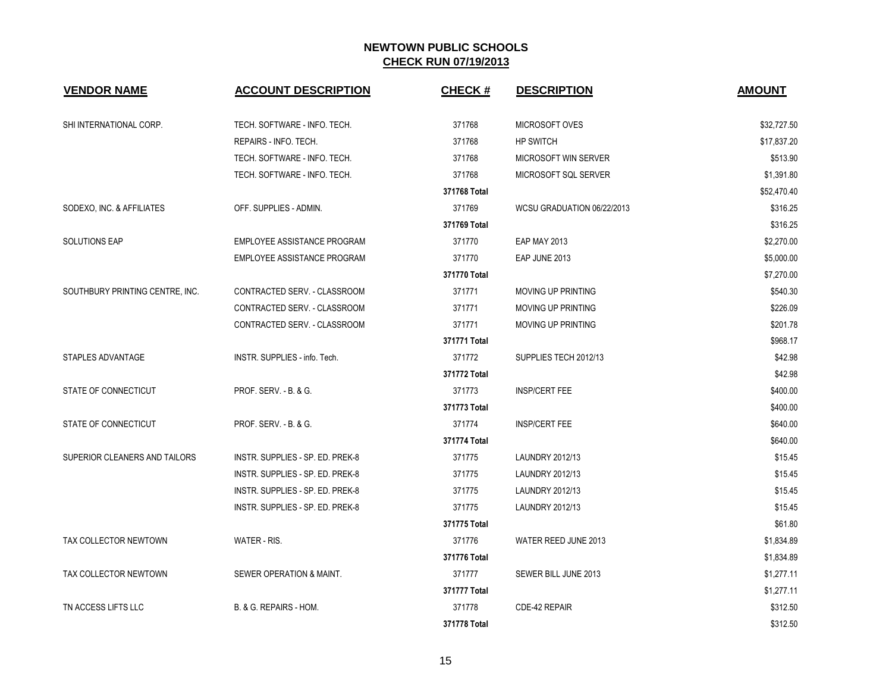# NEWTOWN PUBLIC SCHOOLS
## CHECK RUN 07/19/2013

| VENDOR NAME | ACCOUNT DESCRIPTION | CHECK # | DESCRIPTION | AMOUNT |
|---|---|---|---|---|
| SHI INTERNATIONAL CORP. | TECH. SOFTWARE - INFO. TECH. | 371768 | MICROSOFT OVES | $32,727.50 |
| | REPAIRS - INFO. TECH. | 371768 | HP SWITCH | $17,837.20 |
| | TECH. SOFTWARE - INFO. TECH. | 371768 | MICROSOFT WIN SERVER | $513.90 |
| | TECH. SOFTWARE - INFO. TECH. | 371768 | MICROSOFT SQL SERVER | $1,391.80 |
| | | 371768 Total | | $52,470.40 |
| SODEXO, INC. & AFFILIATES | OFF. SUPPLIES - ADMIN. | 371769 | WCSU GRADUATION 06/22/2013 | $316.25 |
| | | 371769 Total | | $316.25 |
| SOLUTIONS EAP | EMPLOYEE ASSISTANCE PROGRAM | 371770 | EAP MAY 2013 | $2,270.00 |
| | EMPLOYEE ASSISTANCE PROGRAM | 371770 | EAP JUNE 2013 | $5,000.00 |
| | | 371770 Total | | $7,270.00 |
| SOUTHBURY PRINTING CENTRE, INC. | CONTRACTED SERV. - CLASSROOM | 371771 | MOVING UP PRINTING | $540.30 |
| | CONTRACTED SERV. - CLASSROOM | 371771 | MOVING UP PRINTING | $226.09 |
| | CONTRACTED SERV. - CLASSROOM | 371771 | MOVING UP PRINTING | $201.78 |
| | | 371771 Total | | $968.17 |
| STAPLES ADVANTAGE | INSTR. SUPPLIES - info. Tech. | 371772 | SUPPLIES TECH 2012/13 | $42.98 |
| | | 371772 Total | | $42.98 |
| STATE OF CONNECTICUT | PROF. SERV. - B. & G. | 371773 | INSP/CERT FEE | $400.00 |
| | | 371773 Total | | $400.00 |
| STATE OF CONNECTICUT | PROF. SERV. - B. & G. | 371774 | INSP/CERT FEE | $640.00 |
| | | 371774 Total | | $640.00 |
| SUPERIOR CLEANERS AND TAILORS | INSTR. SUPPLIES - SP. ED. PREK-8 | 371775 | LAUNDRY 2012/13 | $15.45 |
| | INSTR. SUPPLIES - SP. ED. PREK-8 | 371775 | LAUNDRY 2012/13 | $15.45 |
| | INSTR. SUPPLIES - SP. ED. PREK-8 | 371775 | LAUNDRY 2012/13 | $15.45 |
| | INSTR. SUPPLIES - SP. ED. PREK-8 | 371775 | LAUNDRY 2012/13 | $15.45 |
| | | 371775 Total | | $61.80 |
| TAX COLLECTOR NEWTOWN | WATER - RIS. | 371776 | WATER REED JUNE 2013 | $1,834.89 |
| | | 371776 Total | | $1,834.89 |
| TAX COLLECTOR NEWTOWN | SEWER OPERATION & MAINT. | 371777 | SEWER BILL JUNE 2013 | $1,277.11 |
| | | 371777 Total | | $1,277.11 |
| TN ACCESS LIFTS LLC | B. & G. REPAIRS - HOM. | 371778 | CDE-42 REPAIR | $312.50 |
| | | 371778 Total | | $312.50 |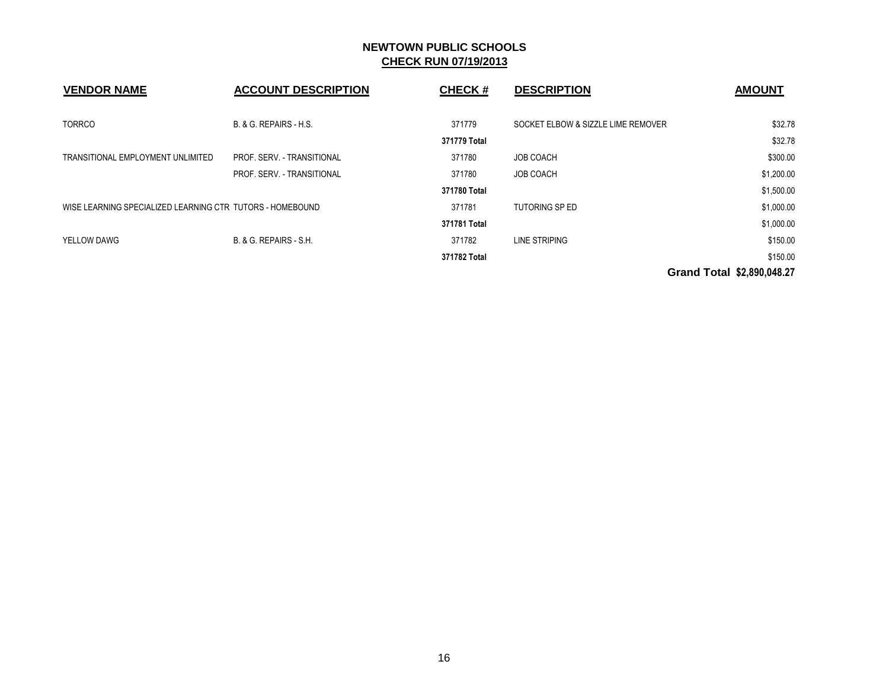**NEWTOWN PUBLIC SCHOOLS**

**CHECK RUN 07/19/2013**

| VENDOR NAME | ACCOUNT DESCRIPTION | CHECK # | DESCRIPTION | AMOUNT |
|---|---|---|---|---|
| TORRCO | B. & G. REPAIRS - H.S. | 371779 | SOCKET ELBOW & SIZZLE LIME REMOVER | $32.78 |
| | | **371779 Total** | | $32.78 |
| TRANSITIONAL EMPLOYMENT UNLIMITED | PROF. SERV. - TRANSITIONAL | 371780 | JOB COACH | $300.00 |
| | PROF. SERV. - TRANSITIONAL | 371780 | JOB COACH | $1,200.00 |
| | | **371780 Total** | | $1,500.00 |
| WISE LEARNING SPECIALIZED LEARNING CTR | TUTORS - HOMEBOUND | 371781 | TUTORING SP ED | $1,000.00 |
| | | **371781 Total** | | $1,000.00 |
| YELLOW DAWG | B. & G. REPAIRS - S.H. | 371782 | LINE STRIPING | $150.00 |
| | | **371782 Total** | | $150.00 |
| | | | **Grand Total** | **$2,890,048.27** |